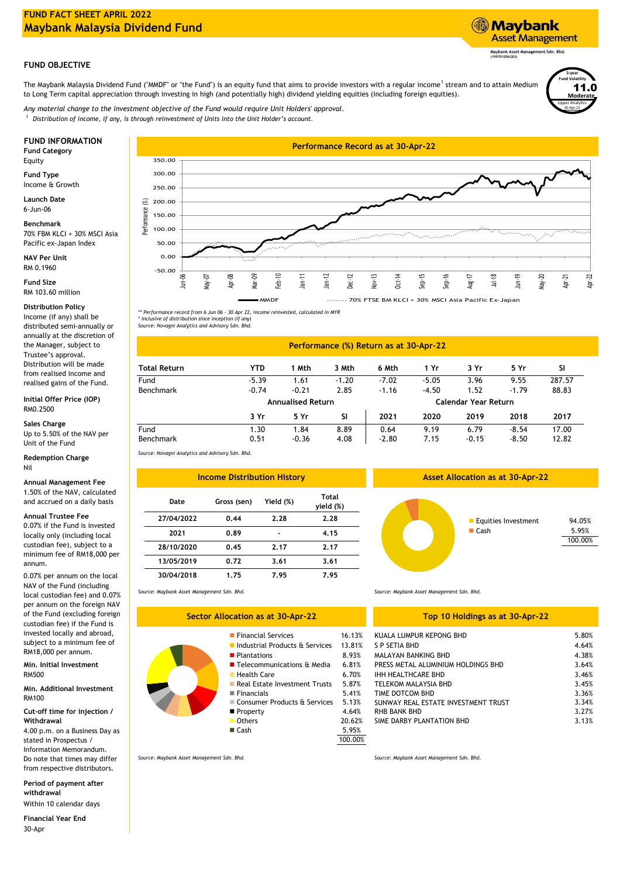# FUND FACT SHEET APRIL 2022
# Maybank Malaysia Dividend Fund

Maybank Asset Management

Maybank Asset Management Sdn. Bhd. (199701006283)

## FUND OBJECTIVE

The Maybank Malaysia Dividend Fund ("MMDF" or "the Fund") is an equity fund that aims to provide investors with a regular income[1] stream and to attain Medium to Long Term capital appreciation through investing in high (and potentially high) dividend yielding equities (including foreign equities).

*Any material change to the investment objective of the Fund would require Unit Holders' approval.*

[1] *Distribution of income, if any, is through reinvestment of Units into the Unit Holder's account.*

3-year Fund Volatility: **11.0** Moderate
Lipper Analytics 30-Apr-22

## FUND INFORMATION

**Fund Category**
Equity

**Fund Type**
Income & Growth

**Launch Date**
6-Jun-06

**Benchmark**
70% FBM KLCI + 30% MSCI Asia Pacific ex-Japan Index

**NAV Per Unit**
RM 0.1960

**Fund Size**
RM 103.60 million

**Distribution Policy**
Income (if any) shall be distributed semi-annually or annually at the discretion of the Manager, subject to Trustee's approval. Distribution will be made from realised income and realised gains of the Fund.

**Initial Offer Price (IOP)**
RM0.2500

**Sales Charge**
Up to 5.50% of the NAV per Unit of the Fund

**Redemption Charge**
Nil

**Annual Management Fee**
1.50% of the NAV, calculated and accrued on a daily basis

**Annual Trustee Fee**
0.07% if the Fund is invested locally only (including local custodian fee), subject to a minimum fee of RM18,000 per annum.

0.07% per annum on the local NAV of the Fund (including local custodian fee) and 0.07% per annum on the foreign NAV of the Fund (excluding foreign custodian fee) if the Fund is invested locally and abroad, subject to a minimum fee of RM18,000 per annum.

**Min. Initial Investment**
RM500

**Min. Additional Investment**
RM100

**Cut-off time for injection / Withdrawal**
4.00 p.m. on a Business Day as stated in Prospectus / Information Memorandum. Do note that times may differ from respective distributors.

**Period of payment after withdrawal**
Within 10 calendar days

**Financial Year End**
30-Apr

## Performance Record as at 30-Apr-22

*\*\* Performance record from 6 Jun 06 - 30 Apr 22, income reinvested, calculated in MYR*
*\* Inclusive of distribution since inception (if any)*
*Source: Novagni Analytics and Advisory Sdn. Bhd.*

## Performance (%) Return as at 30-Apr-22

| Total Return | YTD | 1 Mth | 3 Mth | 6 Mth | 1 Yr | 3 Yr | 5 Yr | SI |
|---|---|---|---|---|---|---|---|---|
| Fund | -5.39 | 1.61 | -1.20 | -7.02 | -5.05 | 3.96 | 9.55 | 287.57 |
| Benchmark | -0.74 | -0.21 | 2.85 | -1.16 | -4.50 | 1.52 | -1.79 | 88.83 |

| | Annualised Return | | | Calendar Year Return | | | | |
|---|---|---|---|---|---|---|---|---|
| | 3 Yr | 5 Yr | SI | 2021 | 2020 | 2019 | 2018 | 2017 |
| Fund | 1.30 | 1.84 | 8.89 | 0.64 | 9.19 | 6.79 | -8.54 | 17.00 |
| Benchmark | 0.51 | -0.36 | 4.08 | -2.80 | 7.15 | -0.15 | -8.50 | 12.82 |

*Source: Novagni Analytics and Advisory Sdn. Bhd.*

## Income Distribution History

| Date | Gross (sen) | Yield (%) | Total yield (%) |
|---|---|---|---|
| 27/04/2022 | 0.44 | 2.28 | 2.28 |
| 2021 | 0.89 | - | 4.15 |
| 28/10/2020 | 0.45 | 2.17 | 2.17 |
| 13/05/2019 | 0.72 | 3.61 | 3.61 |
| 30/04/2018 | 1.75 | 7.95 | 7.95 |

*Source: Maybank Asset Management Sdn. Bhd.*

## Asset Allocation as at 30-Apr-22

| | |
|---|---|
| Equities Investment | 94.05% |
| Cash | 5.95% |
| | 100.00% |

*Source: Maybank Asset Management Sdn. Bhd.*

## Sector Allocation as at 30-Apr-22

| | |
|---|---|
| Financial Services | 16.13% |
| Industrial Products & Services | 13.81% |
| Plantations | 8.93% |
| Telecommunications & Media | 6.81% |
| Health Care | 6.70% |
| Real Estate Investment Trusts | 5.87% |
| Financials | 5.41% |
| Consumer Products & Services | 5.13% |
| Property | 4.64% |
| Others | 20.62% |
| Cash | 5.95% |
| | 100.00% |

*Source: Maybank Asset Management Sdn. Bhd.*

## Top 10 Holdings as at 30-Apr-22

| | |
|---|---|
| KUALA LUMPUR KEPONG BHD | 5.80% |
| S P SETIA BHD | 4.64% |
| MALAYAN BANKING BHD | 4.38% |
| PRESS METAL ALUMINIUM HOLDINGS BHD | 3.64% |
| IHH HEALTHCARE BHD | 3.46% |
| TELEKOM MALAYSIA BHD | 3.45% |
| TIME DOTCOM BHD | 3.36% |
| SUNWAY REAL ESTATE INVESTMENT TRUST | 3.34% |
| RHB BANK BHD | 3.27% |
| SIME DARBY PLANTATION BHD | 3.13% |

*Source: Maybank Asset Management Sdn. Bhd.*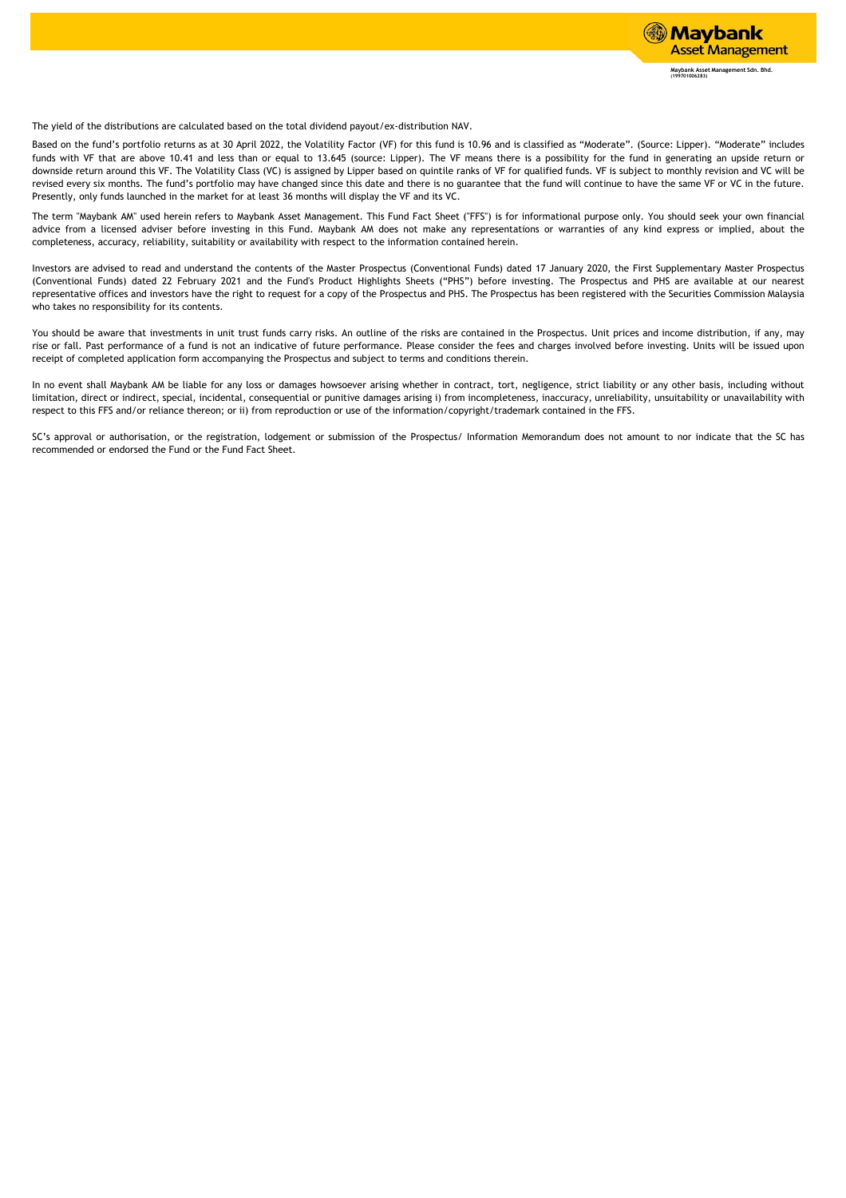The yield of the distributions are calculated based on the total dividend payout/ex-distribution NAV.

Based on the fund's portfolio returns as at 30 April 2022, the Volatility Factor (VF) for this fund is 10.96 and is classified as "Moderate". (Source: Lipper). "Moderate" includes funds with VF that are above 10.41 and less than or equal to 13.645 (source: Lipper). The VF means there is a possibility for the fund in generating an upside return or downside return around this VF. The Volatility Class (VC) is assigned by Lipper based on quintile ranks of VF for qualified funds. VF is subject to monthly revision and VC will be revised every six months. The fund's portfolio may have changed since this date and there is no guarantee that the fund will continue to have the same VF or VC in the future. Presently, only funds launched in the market for at least 36 months will display the VF and its VC.

The term "Maybank AM" used herein refers to Maybank Asset Management. This Fund Fact Sheet ("FFS") is for informational purpose only. You should seek your own financial advice from a licensed adviser before investing in this Fund. Maybank AM does not make any representations or warranties of any kind express or implied, about the completeness, accuracy, reliability, suitability or availability with respect to the information contained herein.

Investors are advised to read and understand the contents of the Master Prospectus (Conventional Funds) dated 17 January 2020, the First Supplementary Master Prospectus (Conventional Funds) dated 22 February 2021 and the Fund's Product Highlights Sheets ("PHS") before investing. The Prospectus and PHS are available at our nearest representative offices and investors have the right to request for a copy of the Prospectus and PHS. The Prospectus has been registered with the Securities Commission Malaysia who takes no responsibility for its contents.

You should be aware that investments in unit trust funds carry risks. An outline of the risks are contained in the Prospectus. Unit prices and income distribution, if any, may rise or fall. Past performance of a fund is not an indicative of future performance. Please consider the fees and charges involved before investing. Units will be issued upon receipt of completed application form accompanying the Prospectus and subject to terms and conditions therein.

In no event shall Maybank AM be liable for any loss or damages howsoever arising whether in contract, tort, negligence, strict liability or any other basis, including without limitation, direct or indirect, special, incidental, consequential or punitive damages arising i) from incompleteness, inaccuracy, unreliability, unsuitability or unavailability with respect to this FFS and/or reliance thereon; or ii) from reproduction or use of the information/copyright/trademark contained in the FFS.

SC's approval or authorisation, or the registration, lodgement or submission of the Prospectus/ Information Memorandum does not amount to nor indicate that the SC has recommended or endorsed the Fund or the Fund Fact Sheet.